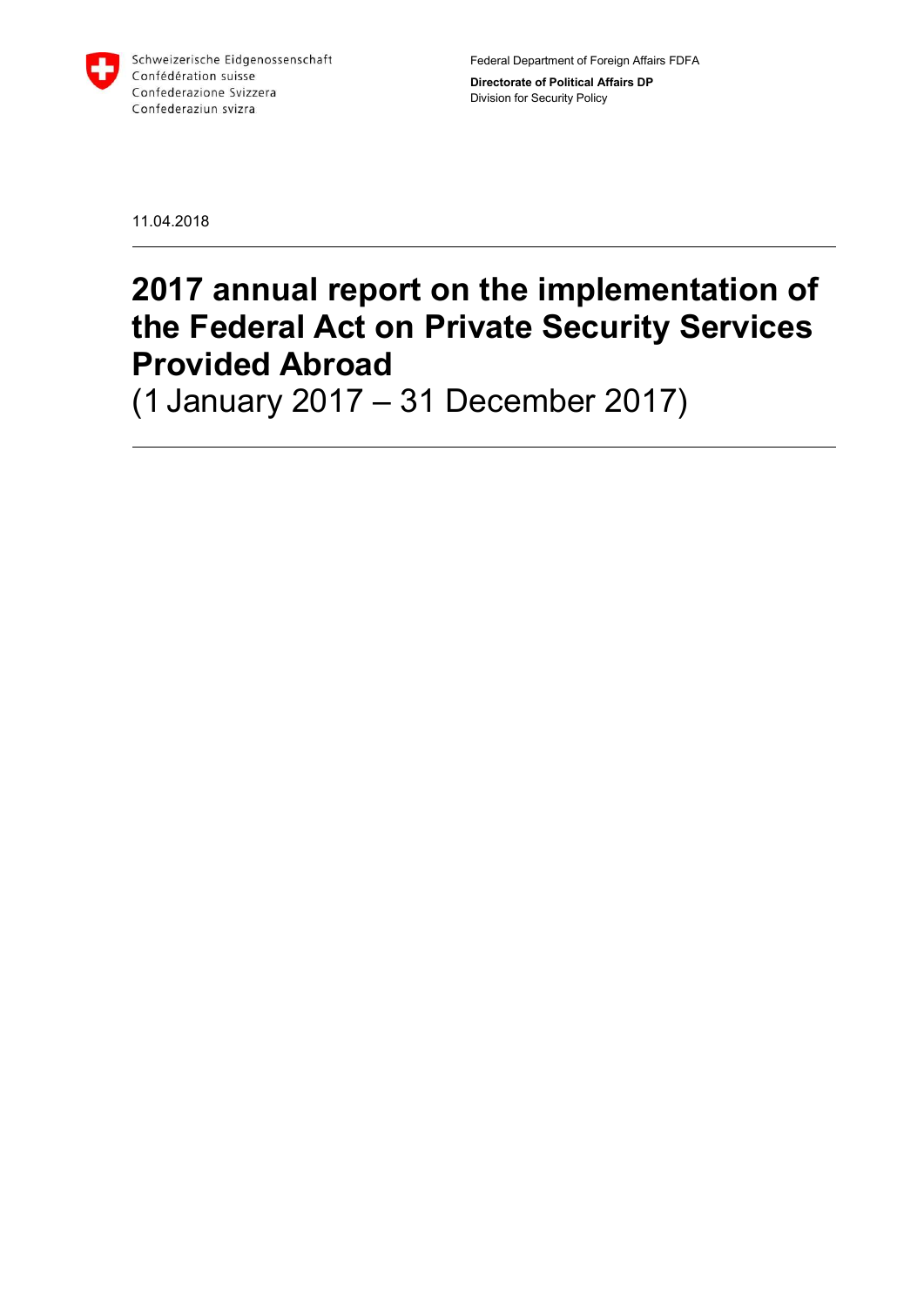Schweizerische Eidgenossenschaft
Confédération suisse
Confederazione Svizzera
Confederaziun svizra

Federal Department of Foreign Affairs FDFA

**Directorate of Political Affairs DP**
Division for Security Policy

11.04.2018

# 2017 annual report on the implementation of the Federal Act on Private Security Services Provided Abroad

(1 January 2017 – 31 December 2017)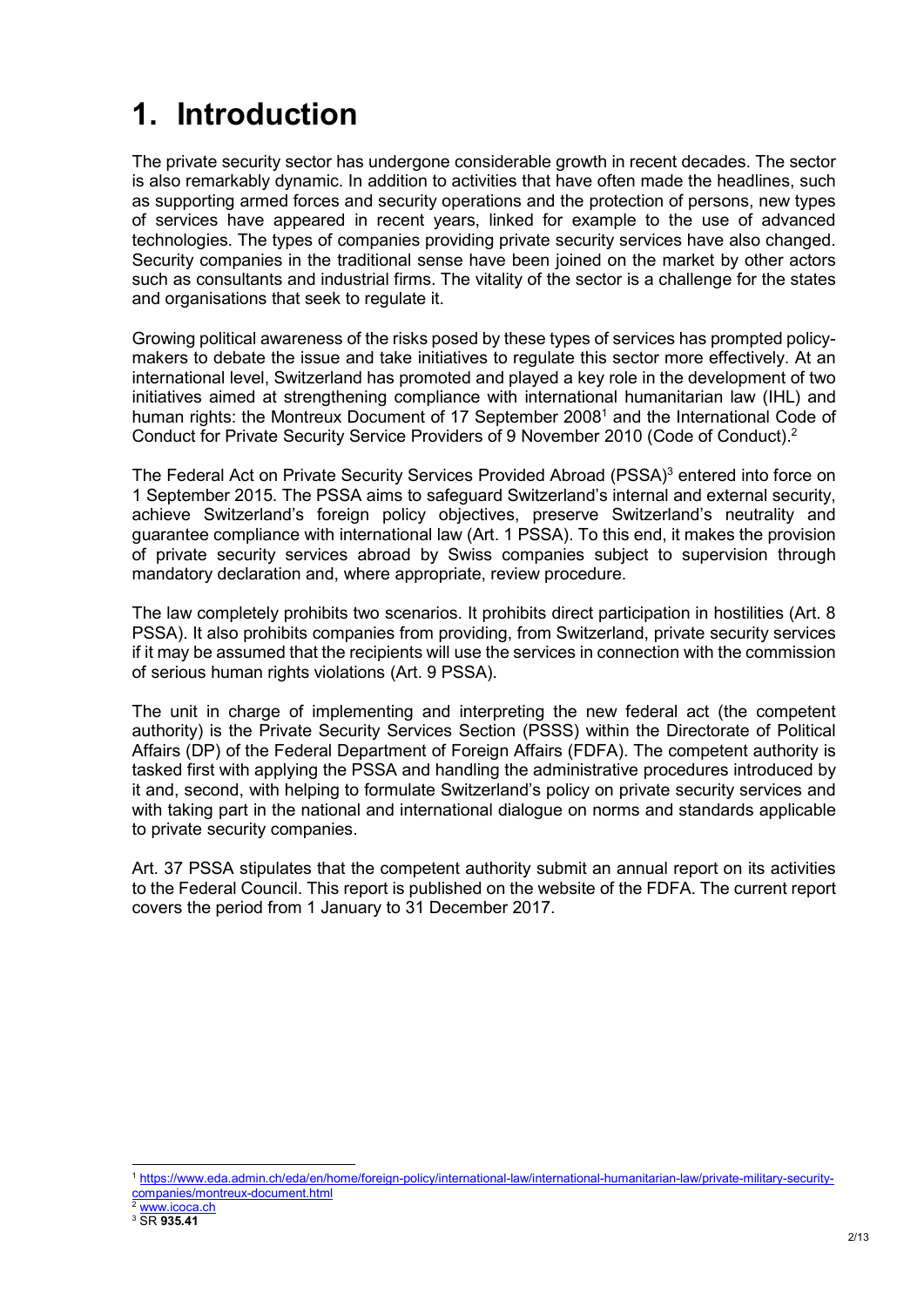# 1. Introduction

The private security sector has undergone considerable growth in recent decades. The sector is also remarkably dynamic. In addition to activities that have often made the headlines, such as supporting armed forces and security operations and the protection of persons, new types of services have appeared in recent years, linked for example to the use of advanced technologies. The types of companies providing private security services have also changed. Security companies in the traditional sense have been joined on the market by other actors such as consultants and industrial firms. The vitality of the sector is a challenge for the states and organisations that seek to regulate it.

Growing political awareness of the risks posed by these types of services has prompted policy-makers to debate the issue and take initiatives to regulate this sector more effectively. At an international level, Switzerland has promoted and played a key role in the development of two initiatives aimed at strengthening compliance with international humanitarian law (IHL) and human rights: the Montreux Document of 17 September 2008[1] and the International Code of Conduct for Private Security Service Providers of 9 November 2010 (Code of Conduct).[2]

The Federal Act on Private Security Services Provided Abroad (PSSA)[3] entered into force on 1 September 2015. The PSSA aims to safeguard Switzerland's internal and external security, achieve Switzerland's foreign policy objectives, preserve Switzerland's neutrality and guarantee compliance with international law (Art. 1 PSSA). To this end, it makes the provision of private security services abroad by Swiss companies subject to supervision through mandatory declaration and, where appropriate, review procedure.

The law completely prohibits two scenarios. It prohibits direct participation in hostilities (Art. 8 PSSA). It also prohibits companies from providing, from Switzerland, private security services if it may be assumed that the recipients will use the services in connection with the commission of serious human rights violations (Art. 9 PSSA).

The unit in charge of implementing and interpreting the new federal act (the competent authority) is the Private Security Services Section (PSSS) within the Directorate of Political Affairs (DP) of the Federal Department of Foreign Affairs (FDFA). The competent authority is tasked first with applying the PSSA and handling the administrative procedures introduced by it and, second, with helping to formulate Switzerland's policy on private security services and with taking part in the national and international dialogue on norms and standards applicable to private security companies.

Art. 37 PSSA stipulates that the competent authority submit an annual report on its activities to the Federal Council. This report is published on the website of the FDFA. The current report covers the period from 1 January to 31 December 2017.

---

[1] https://www.eda.admin.ch/eda/en/home/foreign-policy/international-law/international-humanitarian-law/private-military-security-companies/montreux-document.html

[2] www.icoca.ch

[3] SR **935.41**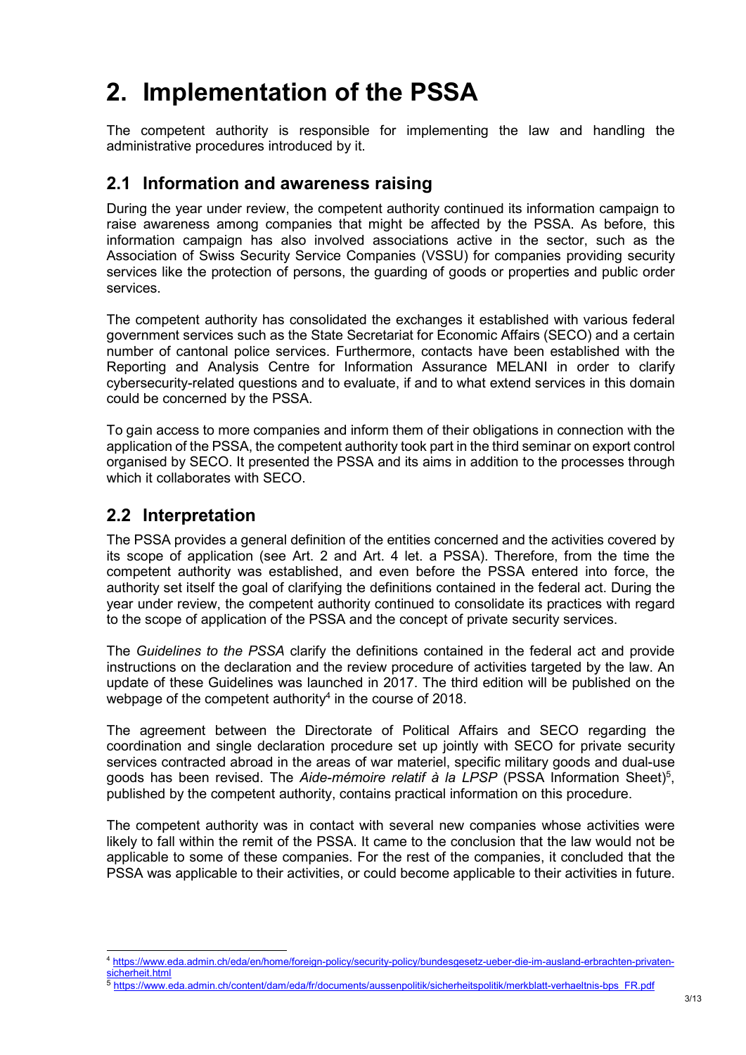# 2. Implementation of the PSSA

The competent authority is responsible for implementing the law and handling the administrative procedures introduced by it.

## 2.1 Information and awareness raising

During the year under review, the competent authority continued its information campaign to raise awareness among companies that might be affected by the PSSA. As before, this information campaign has also involved associations active in the sector, such as the Association of Swiss Security Service Companies (VSSU) for companies providing security services like the protection of persons, the guarding of goods or properties and public order services.

The competent authority has consolidated the exchanges it established with various federal government services such as the State Secretariat for Economic Affairs (SECO) and a certain number of cantonal police services. Furthermore, contacts have been established with the Reporting and Analysis Centre for Information Assurance MELANI in order to clarify cybersecurity-related questions and to evaluate, if and to what extend services in this domain could be concerned by the PSSA.

To gain access to more companies and inform them of their obligations in connection with the application of the PSSA, the competent authority took part in the third seminar on export control organised by SECO. It presented the PSSA and its aims in addition to the processes through which it collaborates with SECO.

## 2.2 Interpretation

The PSSA provides a general definition of the entities concerned and the activities covered by its scope of application (see Art. 2 and Art. 4 let. a PSSA). Therefore, from the time the competent authority was established, and even before the PSSA entered into force, the authority set itself the goal of clarifying the definitions contained in the federal act. During the year under review, the competent authority continued to consolidate its practices with regard to the scope of application of the PSSA and the concept of private security services.

The *Guidelines to the PSSA* clarify the definitions contained in the federal act and provide instructions on the declaration and the review procedure of activities targeted by the law. An update of these Guidelines was launched in 2017. The third edition will be published on the webpage of the competent authority[4] in the course of 2018.

The agreement between the Directorate of Political Affairs and SECO regarding the coordination and single declaration procedure set up jointly with SECO for private security services contracted abroad in the areas of war materiel, specific military goods and dual-use goods has been revised. The *Aide-mémoire relatif à la LPSP* (PSSA Information Sheet)[5], published by the competent authority, contains practical information on this procedure.

The competent authority was in contact with several new companies whose activities were likely to fall within the remit of the PSSA. It came to the conclusion that the law would not be applicable to some of these companies. For the rest of the companies, it concluded that the PSSA was applicable to their activities, or could become applicable to their activities in future.

---

[4] https://www.eda.admin.ch/eda/en/home/foreign-policy/security-policy/bundesgesetz-ueber-die-im-ausland-erbrachten-privaten-sicherheit.html

[5] https://www.eda.admin.ch/content/dam/eda/fr/documents/aussenpolitik/sicherheitspolitik/merkblatt-verhaeltnis-bps_FR.pdf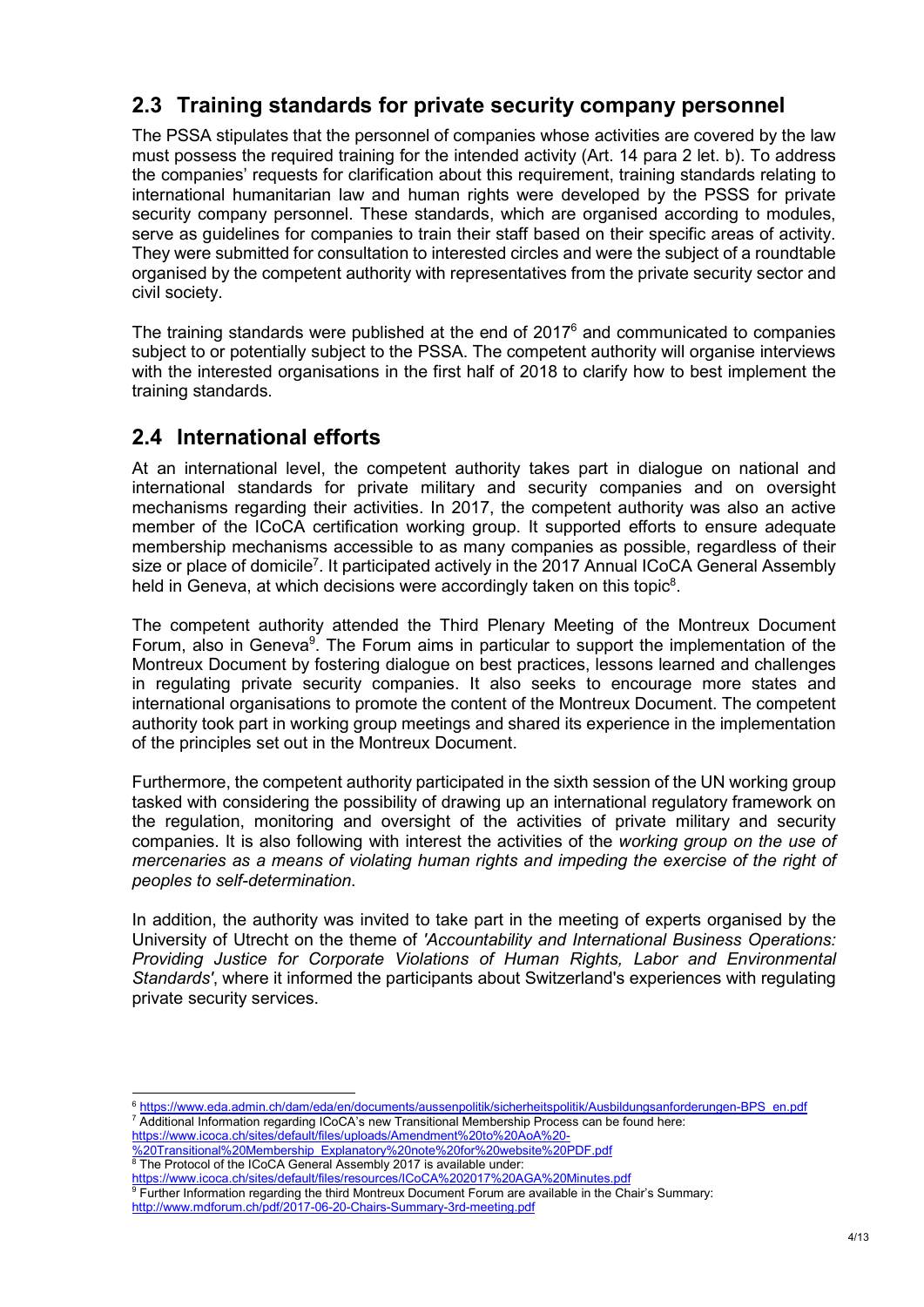## 2.3 Training standards for private security company personnel

The PSSA stipulates that the personnel of companies whose activities are covered by the law must possess the required training for the intended activity (Art. 14 para 2 let. b). To address the companies' requests for clarification about this requirement, training standards relating to international humanitarian law and human rights were developed by the PSSS for private security company personnel. These standards, which are organised according to modules, serve as guidelines for companies to train their staff based on their specific areas of activity. They were submitted for consultation to interested circles and were the subject of a roundtable organised by the competent authority with representatives from the private security sector and civil society.

The training standards were published at the end of 2017[6] and communicated to companies subject to or potentially subject to the PSSA. The competent authority will organise interviews with the interested organisations in the first half of 2018 to clarify how to best implement the training standards.

## 2.4 International efforts

At an international level, the competent authority takes part in dialogue on national and international standards for private military and security companies and on oversight mechanisms regarding their activities. In 2017, the competent authority was also an active member of the ICoCA certification working group. It supported efforts to ensure adequate membership mechanisms accessible to as many companies as possible, regardless of their size or place of domicile[7]. It participated actively in the 2017 Annual ICoCA General Assembly held in Geneva, at which decisions were accordingly taken on this topic[8].

The competent authority attended the Third Plenary Meeting of the Montreux Document Forum, also in Geneva[9]. The Forum aims in particular to support the implementation of the Montreux Document by fostering dialogue on best practices, lessons learned and challenges in regulating private security companies. It also seeks to encourage more states and international organisations to promote the content of the Montreux Document. The competent authority took part in working group meetings and shared its experience in the implementation of the principles set out in the Montreux Document.

Furthermore, the competent authority participated in the sixth session of the UN working group tasked with considering the possibility of drawing up an international regulatory framework on the regulation, monitoring and oversight of the activities of private military and security companies. It is also following with interest the activities of the *working group on the use of mercenaries as a means of violating human rights and impeding the exercise of the right of peoples to self-determination*.

In addition, the authority was invited to take part in the meeting of experts organised by the University of Utrecht on the theme of *'Accountability and International Business Operations: Providing Justice for Corporate Violations of Human Rights, Labor and Environmental Standards'*, where it informed the participants about Switzerland's experiences with regulating private security services.

---

[6] https://www.eda.admin.ch/dam/eda/en/documents/aussenpolitik/sicherheitspolitik/Ausbildungsanforderungen-BPS_en.pdf

[7] Additional Information regarding ICoCA's new Transitional Membership Process can be found here: https://www.icoca.ch/sites/default/files/uploads/Amendment%20to%20AoA%20-%20Transitional%20Membership_Explanatory%20note%20for%20website%20PDF.pdf

[8] The Protocol of the ICoCA General Assembly 2017 is available under: https://www.icoca.ch/sites/default/files/resources/ICoCA%202017%20AGA%20Minutes.pdf

[9] Further Information regarding the third Montreux Document Forum are available in the Chair's Summary: http://www.mdforum.ch/pdf/2017-06-20-Chairs-Summary-3rd-meeting.pdf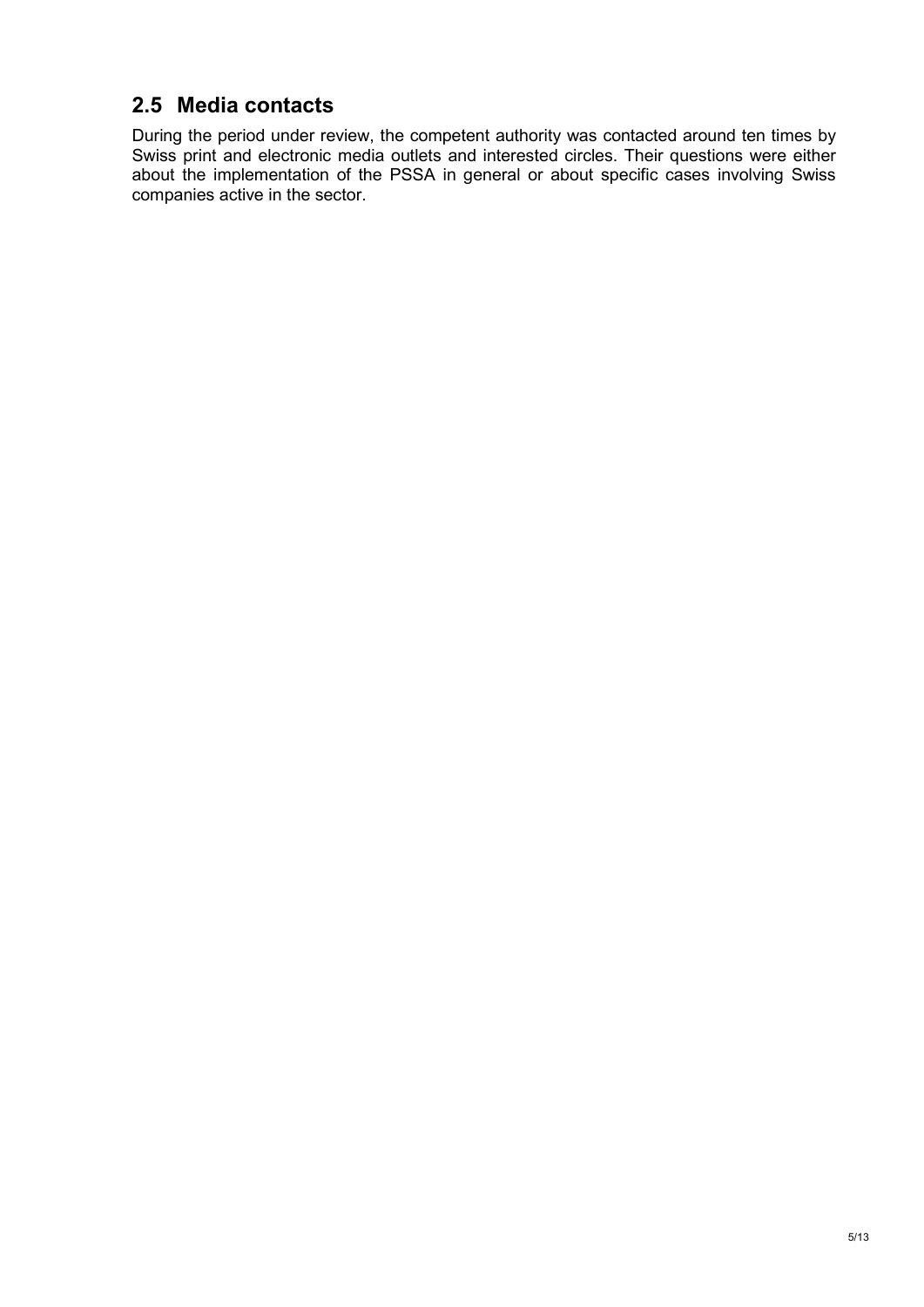## 2.5 Media contacts

During the period under review, the competent authority was contacted around ten times by Swiss print and electronic media outlets and interested circles. Their questions were either about the implementation of the PSSA in general or about specific cases involving Swiss companies active in the sector.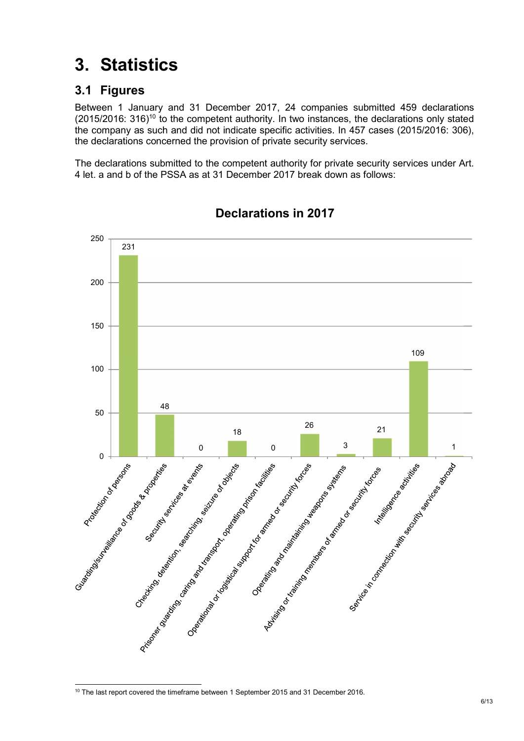# 3. Statistics

## 3.1 Figures

Between 1 January and 31 December 2017, 24 companies submitted 459 declarations (2015/2016: 316)[10] to the competent authority. In two instances, the declarations only stated the company as such and did not indicate specific activities. In 457 cases (2015/2016: 306), the declarations concerned the provision of private security services.

The declarations submitted to the competent authority for private security services under Art. 4 let. a and b of the PSSA as at 31 December 2017 break down as follows:

**Declarations in 2017**

| Activity | Declarations |
| --- | --- |
| Protection of persons | 231 |
| Guarding/surveillance of goods & properties | 48 |
| Security services at events | 0 |
| Checking, detention, searching, seizure of objects | 18 |
| Prisoner guarding, caring and transport, operating prison facilities | 0 |
| Operational or logistical support for armed or security forces | 26 |
| Operating and maintaining weapons systems | 3 |
| Advising or training members of armed or security forces | 21 |
| Intelligence activities | 109 |
| Service in connection with security services abroad | 1 |

---

[10] The last report covered the timeframe between 1 September 2015 and 31 December 2016.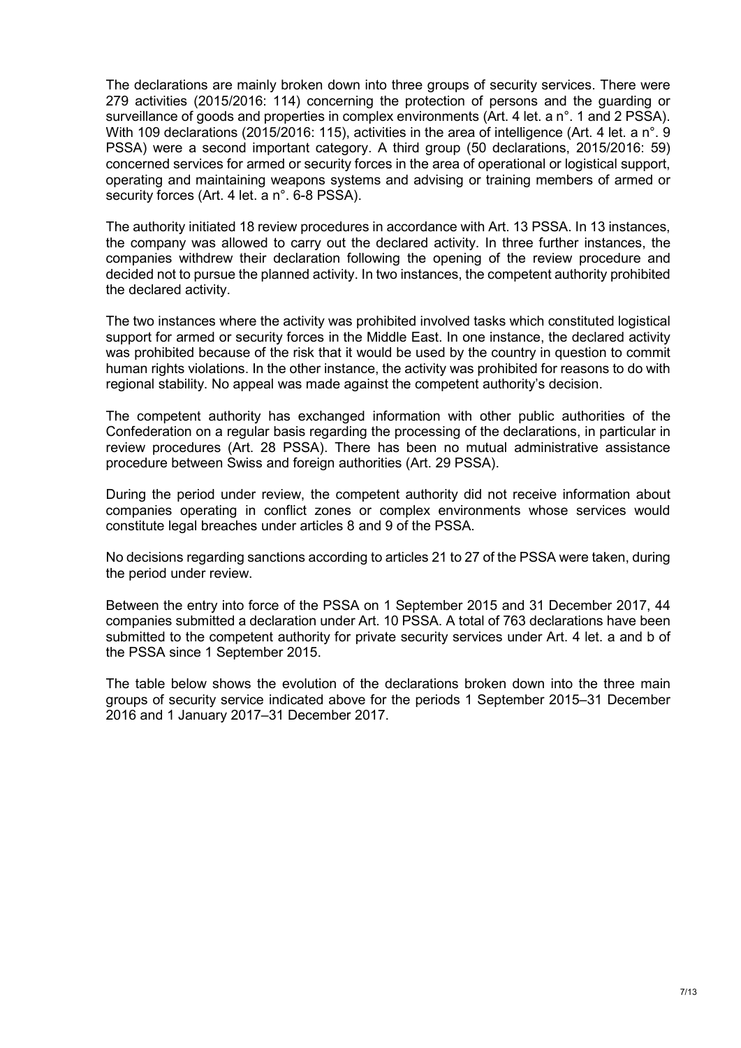The declarations are mainly broken down into three groups of security services. There were 279 activities (2015/2016: 114) concerning the protection of persons and the guarding or surveillance of goods and properties in complex environments (Art. 4 let. a n°. 1 and 2 PSSA). With 109 declarations (2015/2016: 115), activities in the area of intelligence (Art. 4 let. a n°. 9 PSSA) were a second important category. A third group (50 declarations, 2015/2016: 59) concerned services for armed or security forces in the area of operational or logistical support, operating and maintaining weapons systems and advising or training members of armed or security forces (Art. 4 let. a n°. 6-8 PSSA).

The authority initiated 18 review procedures in accordance with Art. 13 PSSA. In 13 instances, the company was allowed to carry out the declared activity. In three further instances, the companies withdrew their declaration following the opening of the review procedure and decided not to pursue the planned activity. In two instances, the competent authority prohibited the declared activity.

The two instances where the activity was prohibited involved tasks which constituted logistical support for armed or security forces in the Middle East. In one instance, the declared activity was prohibited because of the risk that it would be used by the country in question to commit human rights violations. In the other instance, the activity was prohibited for reasons to do with regional stability. No appeal was made against the competent authority's decision.

The competent authority has exchanged information with other public authorities of the Confederation on a regular basis regarding the processing of the declarations, in particular in review procedures (Art. 28 PSSA). There has been no mutual administrative assistance procedure between Swiss and foreign authorities (Art. 29 PSSA).

During the period under review, the competent authority did not receive information about companies operating in conflict zones or complex environments whose services would constitute legal breaches under articles 8 and 9 of the PSSA.

No decisions regarding sanctions according to articles 21 to 27 of the PSSA were taken, during the period under review.

Between the entry into force of the PSSA on 1 September 2015 and 31 December 2017, 44 companies submitted a declaration under Art. 10 PSSA. A total of 763 declarations have been submitted to the competent authority for private security services under Art. 4 let. a and b of the PSSA since 1 September 2015.

The table below shows the evolution of the declarations broken down into the three main groups of security service indicated above for the periods 1 September 2015–31 December 2016 and 1 January 2017–31 December 2017.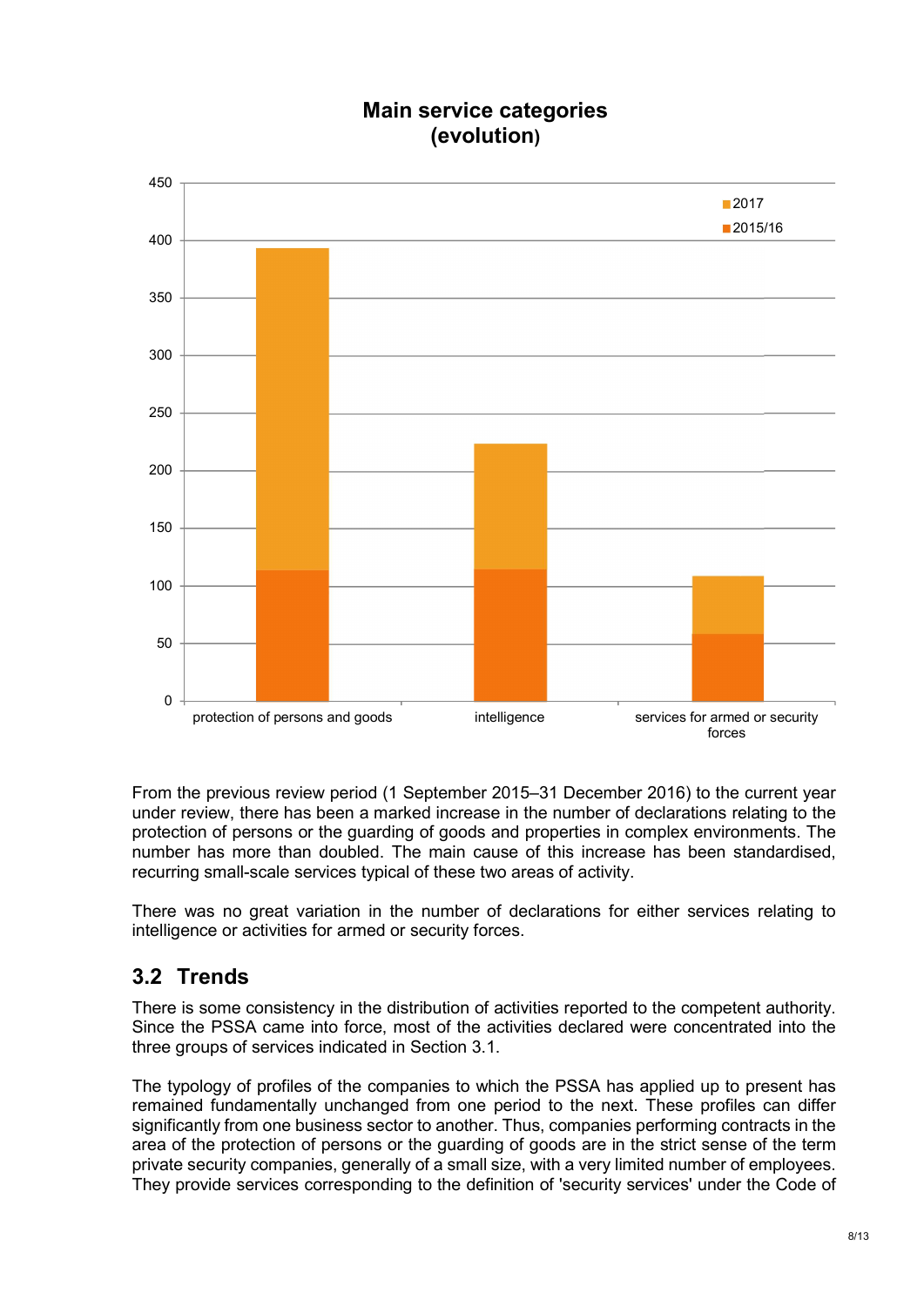**Main service categories (evolution)**

From the previous review period (1 September 2015–31 December 2016) to the current year under review, there has been a marked increase in the number of declarations relating to the protection of persons or the guarding of goods and properties in complex environments. The number has more than doubled. The main cause of this increase has been standardised, recurring small-scale services typical of these two areas of activity.

There was no great variation in the number of declarations for either services relating to intelligence or activities for armed or security forces.

## 3.2 Trends

There is some consistency in the distribution of activities reported to the competent authority. Since the PSSA came into force, most of the activities declared were concentrated into the three groups of services indicated in Section 3.1.

The typology of profiles of the companies to which the PSSA has applied up to present has remained fundamentally unchanged from one period to the next. These profiles can differ significantly from one business sector to another. Thus, companies performing contracts in the area of the protection of persons or the guarding of goods are in the strict sense of the term private security companies, generally of a small size, with a very limited number of employees. They provide services corresponding to the definition of 'security services' under the Code of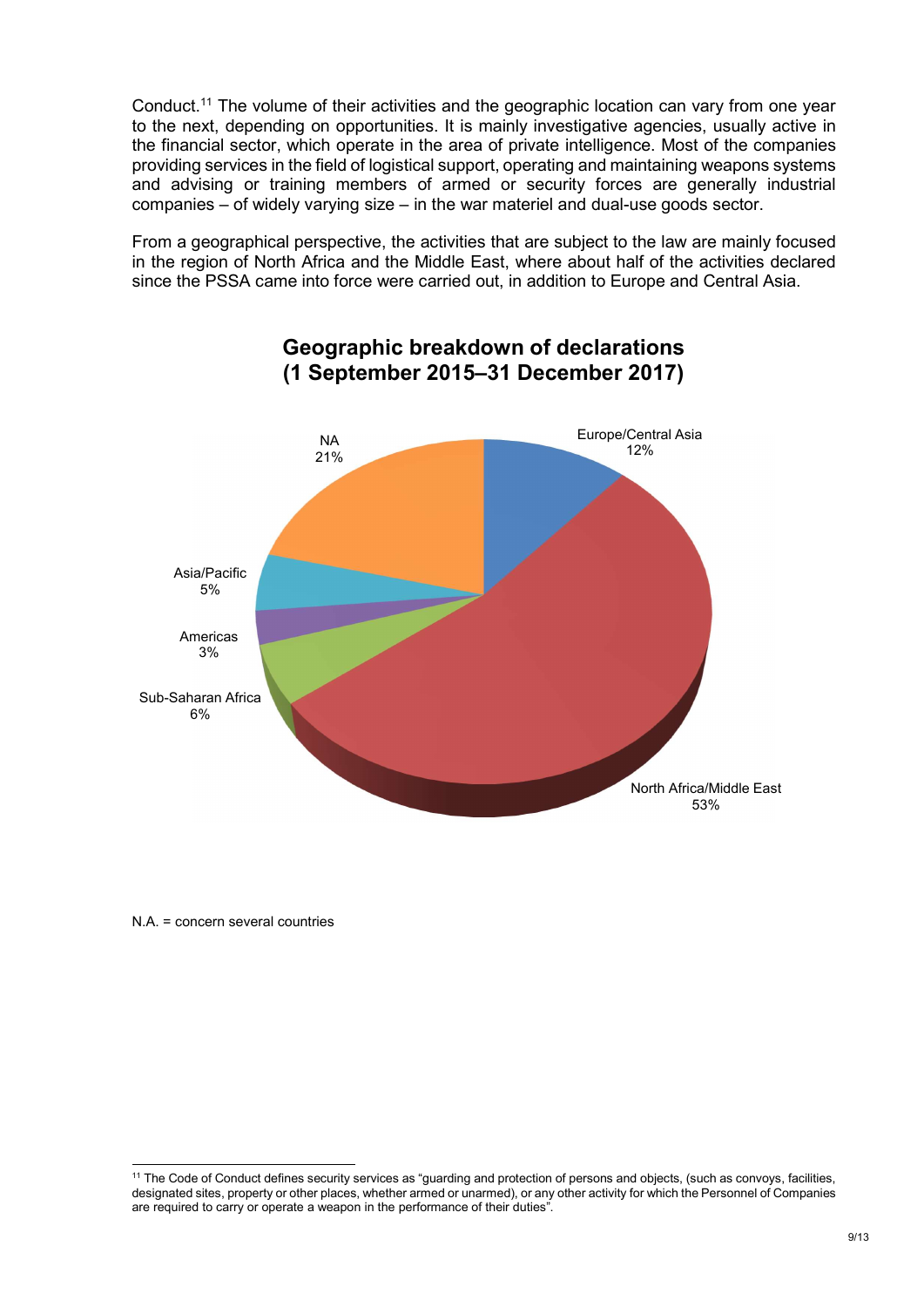Conduct.[11] The volume of their activities and the geographic location can vary from one year to the next, depending on opportunities. It is mainly investigative agencies, usually active in the financial sector, which operate in the area of private intelligence. Most of the companies providing services in the field of logistical support, operating and maintaining weapons systems and advising or training members of armed or security forces are generally industrial companies – of widely varying size – in the war materiel and dual-use goods sector.

From a geographical perspective, the activities that are subject to the law are mainly focused in the region of North Africa and the Middle East, where about half of the activities declared since the PSSA came into force were carried out, in addition to Europe and Central Asia.

**Geographic breakdown of declarations (1 September 2015–31 December 2017)**

| Region | Share |
|---|---|
| Europe/Central Asia | 12% |
| North Africa/Middle East | 53% |
| Sub-Saharan Africa | 6% |
| Americas | 3% |
| Asia/Pacific | 5% |
| NA | 21% |

N.A. = concern several countries

[11] The Code of Conduct defines security services as "guarding and protection of persons and objects, (such as convoys, facilities, designated sites, property or other places, whether armed or unarmed), or any other activity for which the Personnel of Companies are required to carry or operate a weapon in the performance of their duties".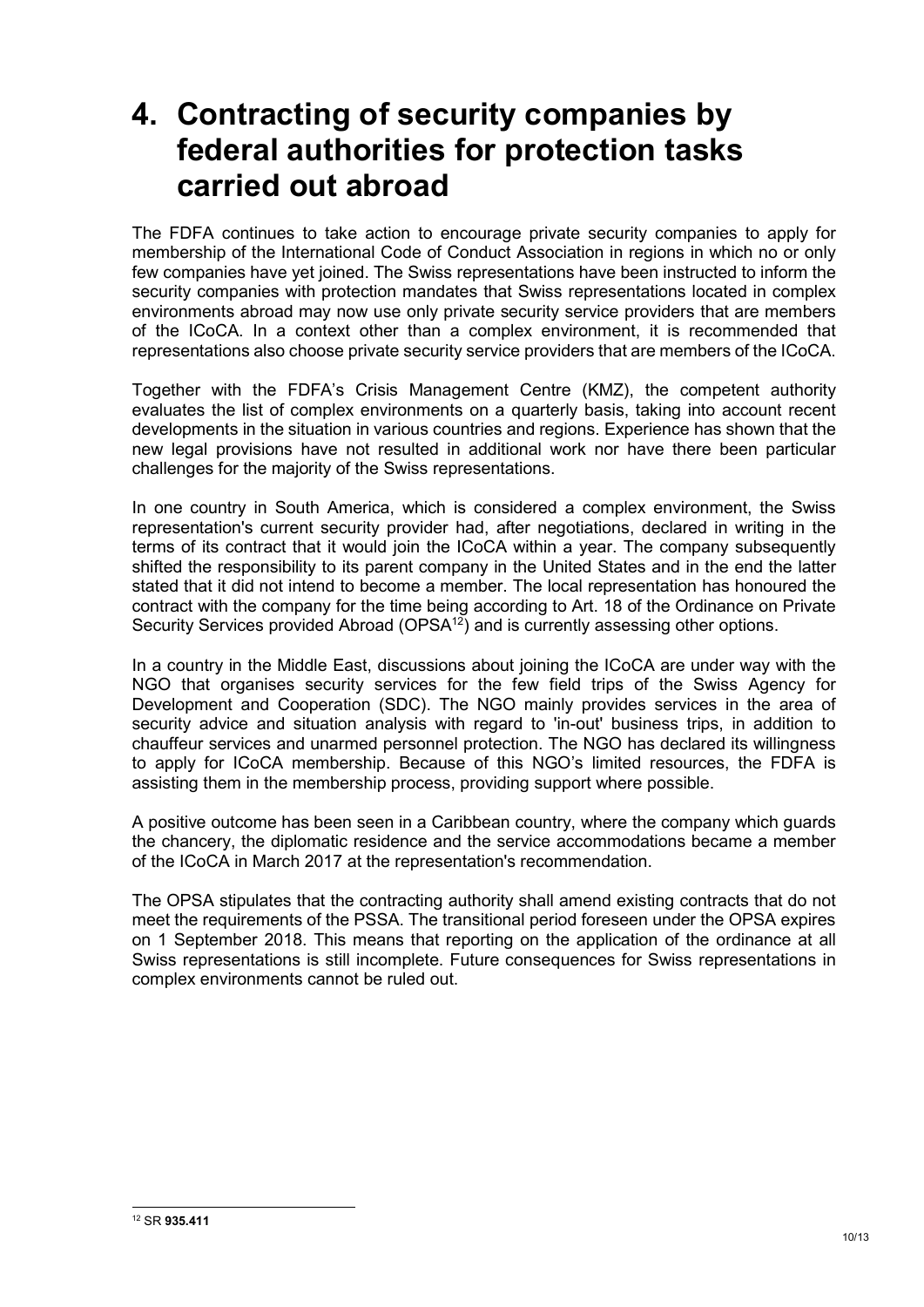# 4. Contracting of security companies by federal authorities for protection tasks carried out abroad

The FDFA continues to take action to encourage private security companies to apply for membership of the International Code of Conduct Association in regions in which no or only few companies have yet joined. The Swiss representations have been instructed to inform the security companies with protection mandates that Swiss representations located in complex environments abroad may now use only private security service providers that are members of the ICoCA. In a context other than a complex environment, it is recommended that representations also choose private security service providers that are members of the ICoCA.

Together with the FDFA's Crisis Management Centre (KMZ), the competent authority evaluates the list of complex environments on a quarterly basis, taking into account recent developments in the situation in various countries and regions. Experience has shown that the new legal provisions have not resulted in additional work nor have there been particular challenges for the majority of the Swiss representations.

In one country in South America, which is considered a complex environment, the Swiss representation's current security provider had, after negotiations, declared in writing in the terms of its contract that it would join the ICoCA within a year. The company subsequently shifted the responsibility to its parent company in the United States and in the end the latter stated that it did not intend to become a member. The local representation has honoured the contract with the company for the time being according to Art. 18 of the Ordinance on Private Security Services provided Abroad (OPSA[12]) and is currently assessing other options.

In a country in the Middle East, discussions about joining the ICoCA are under way with the NGO that organises security services for the few field trips of the Swiss Agency for Development and Cooperation (SDC). The NGO mainly provides services in the area of security advice and situation analysis with regard to 'in-out' business trips, in addition to chauffeur services and unarmed personnel protection. The NGO has declared its willingness to apply for ICoCA membership. Because of this NGO's limited resources, the FDFA is assisting them in the membership process, providing support where possible.

A positive outcome has been seen in a Caribbean country, where the company which guards the chancery, the diplomatic residence and the service accommodations became a member of the ICoCA in March 2017 at the representation's recommendation.

The OPSA stipulates that the contracting authority shall amend existing contracts that do not meet the requirements of the PSSA. The transitional period foreseen under the OPSA expires on 1 September 2018. This means that reporting on the application of the ordinance at all Swiss representations is still incomplete. Future consequences for Swiss representations in complex environments cannot be ruled out.

[12] SR **935.411**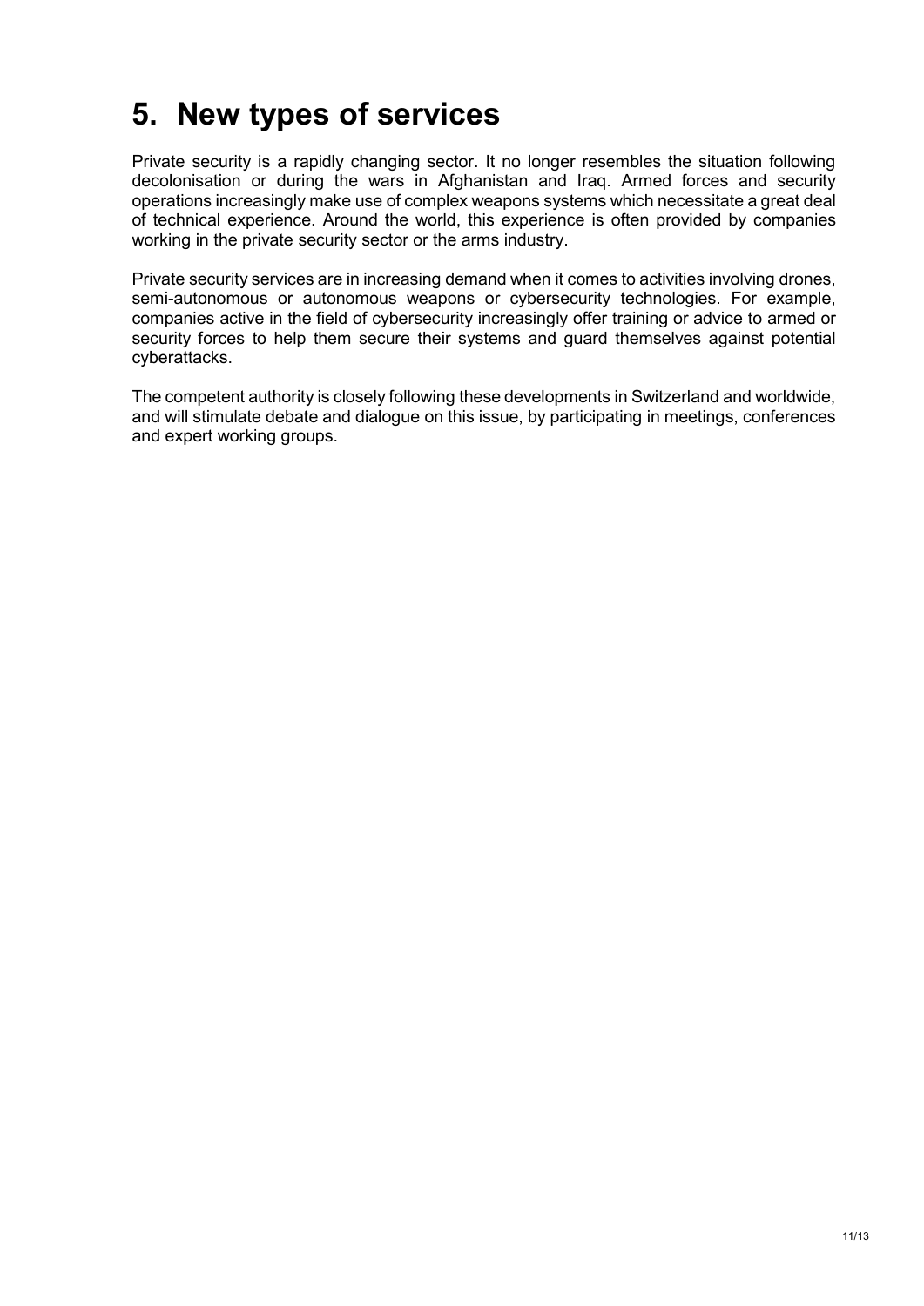# 5. New types of services

Private security is a rapidly changing sector. It no longer resembles the situation following decolonisation or during the wars in Afghanistan and Iraq. Armed forces and security operations increasingly make use of complex weapons systems which necessitate a great deal of technical experience. Around the world, this experience is often provided by companies working in the private security sector or the arms industry.

Private security services are in increasing demand when it comes to activities involving drones, semi-autonomous or autonomous weapons or cybersecurity technologies. For example, companies active in the field of cybersecurity increasingly offer training or advice to armed or security forces to help them secure their systems and guard themselves against potential cyberattacks.

The competent authority is closely following these developments in Switzerland and worldwide, and will stimulate debate and dialogue on this issue, by participating in meetings, conferences and expert working groups.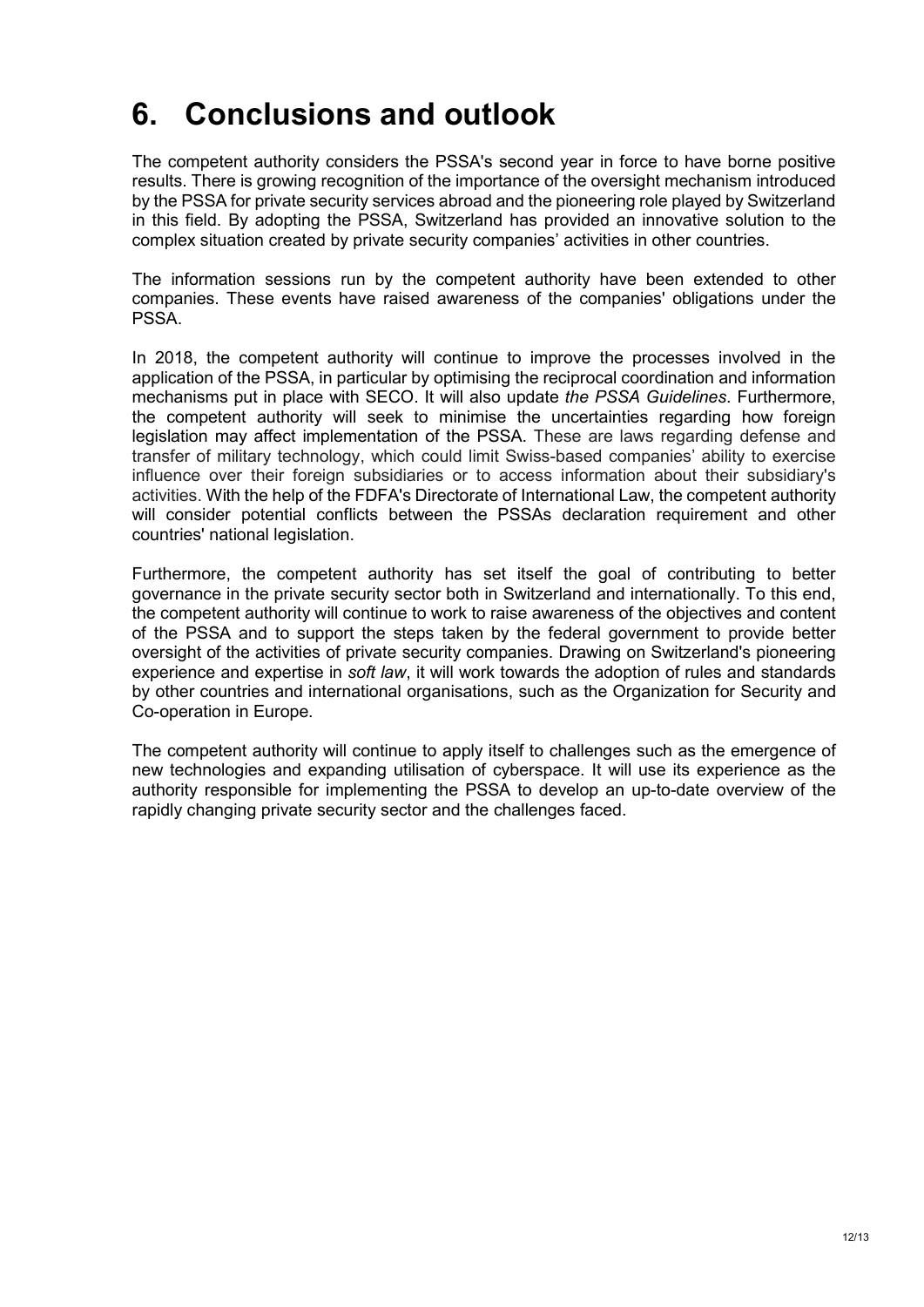# 6. Conclusions and outlook

The competent authority considers the PSSA's second year in force to have borne positive results. There is growing recognition of the importance of the oversight mechanism introduced by the PSSA for private security services abroad and the pioneering role played by Switzerland in this field. By adopting the PSSA, Switzerland has provided an innovative solution to the complex situation created by private security companies' activities in other countries.

The information sessions run by the competent authority have been extended to other companies. These events have raised awareness of the companies' obligations under the PSSA.

In 2018, the competent authority will continue to improve the processes involved in the application of the PSSA, in particular by optimising the reciprocal coordination and information mechanisms put in place with SECO. It will also update *the PSSA Guidelines*. Furthermore, the competent authority will seek to minimise the uncertainties regarding how foreign legislation may affect implementation of the PSSA. These are laws regarding defense and transfer of military technology, which could limit Swiss-based companies' ability to exercise influence over their foreign subsidiaries or to access information about their subsidiary's activities. With the help of the FDFA's Directorate of International Law, the competent authority will consider potential conflicts between the PSSAs declaration requirement and other countries' national legislation.

Furthermore, the competent authority has set itself the goal of contributing to better governance in the private security sector both in Switzerland and internationally. To this end, the competent authority will continue to work to raise awareness of the objectives and content of the PSSA and to support the steps taken by the federal government to provide better oversight of the activities of private security companies. Drawing on Switzerland's pioneering experience and expertise in *soft law*, it will work towards the adoption of rules and standards by other countries and international organisations, such as the Organization for Security and Co-operation in Europe.

The competent authority will continue to apply itself to challenges such as the emergence of new technologies and expanding utilisation of cyberspace. It will use its experience as the authority responsible for implementing the PSSA to develop an up-to-date overview of the rapidly changing private security sector and the challenges faced.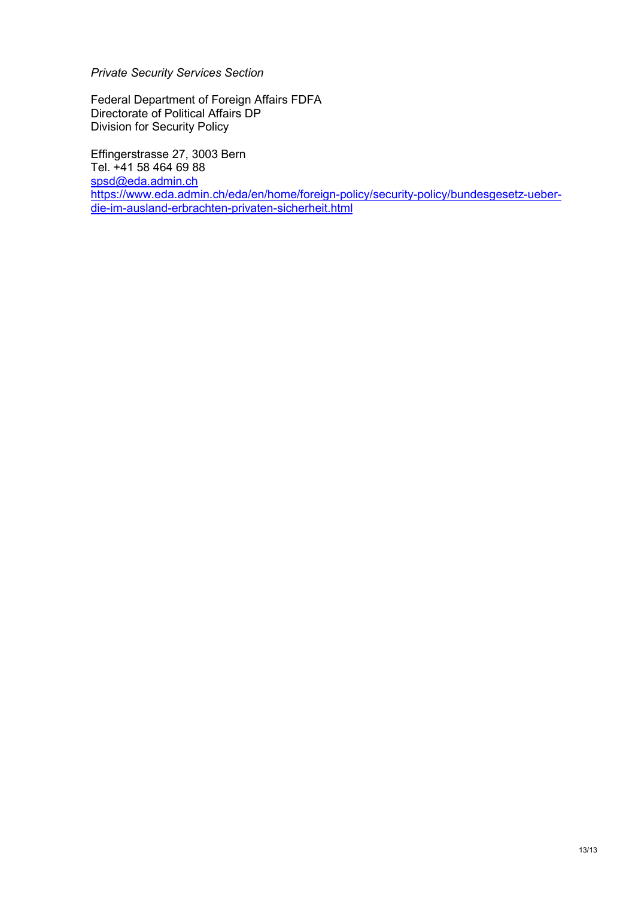*Private Security Services Section*

Federal Department of Foreign Affairs FDFA
Directorate of Political Affairs DP
Division for Security Policy

Effingerstrasse 27, 3003 Bern
Tel. +41 58 464 69 88
[spsd@eda.admin.ch](mailto:spsd@eda.admin.ch)
[https://www.eda.admin.ch/eda/en/home/foreign-policy/security-policy/bundesgesetz-ueber-die-im-ausland-erbrachten-privaten-sicherheit.html](https://www.eda.admin.ch/eda/en/home/foreign-policy/security-policy/bundesgesetz-ueber-die-im-ausland-erbrachten-privaten-sicherheit.html)